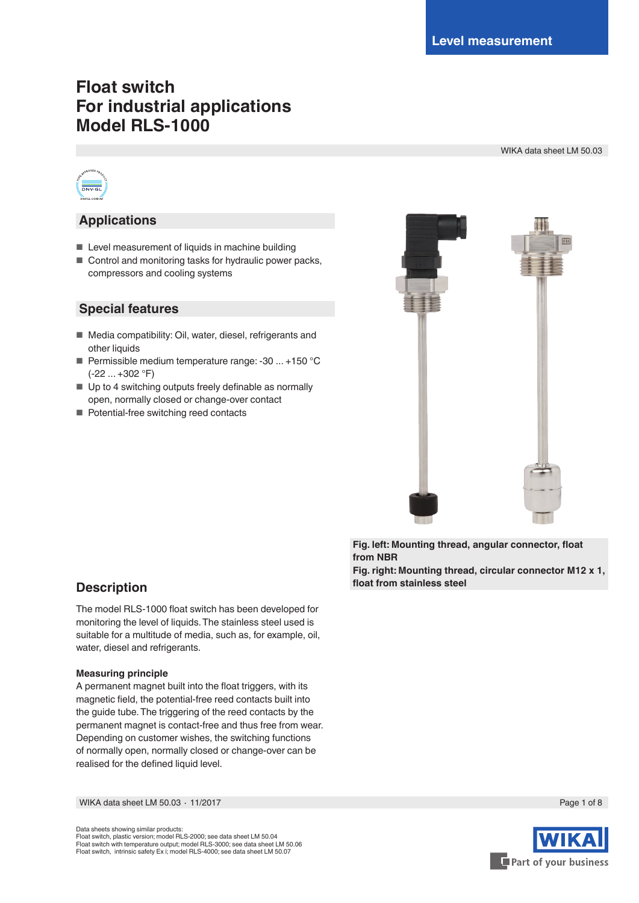Level measurement

# Float switch
# For industrial applications
# Model RLS-1000

WIKA data sheet LM 50.03

## Applications

- Level measurement of liquids in machine building
- Control and monitoring tasks for hydraulic power packs, compressors and cooling systems

## Special features

- Media compatibility: Oil, water, diesel, refrigerants and other liquids
- Permissible medium temperature range: -30 ... +150 °C (-22 ... +302 °F)
- Up to 4 switching outputs freely definable as normally open, normally closed or change-over contact
- Potential-free switching reed contacts

**Fig. left: Mounting thread, angular connector, float from NBR**
**Fig. right: Mounting thread, circular connector M12 x 1, float from stainless steel**

## Description

The model RLS-1000 float switch has been developed for monitoring the level of liquids. The stainless steel used is suitable for a multitude of media, such as, for example, oil, water, diesel and refrigerants.

**Measuring principle**
A permanent magnet built into the float triggers, with its magnetic field, the potential-free reed contacts built into the guide tube. The triggering of the reed contacts by the permanent magnet is contact-free and thus free from wear. Depending on customer wishes, the switching functions of normally open, normally closed or change-over can be realised for the defined liquid level.

Data sheets showing similar products:
Float switch, plastic version; model RLS-2000; see data sheet LM 50.04
Float switch with temperature output; model RLS-3000; see data sheet LM 50.06
Float switch, intrinsic safety Ex i; model RLS-4000; see data sheet LM 50.07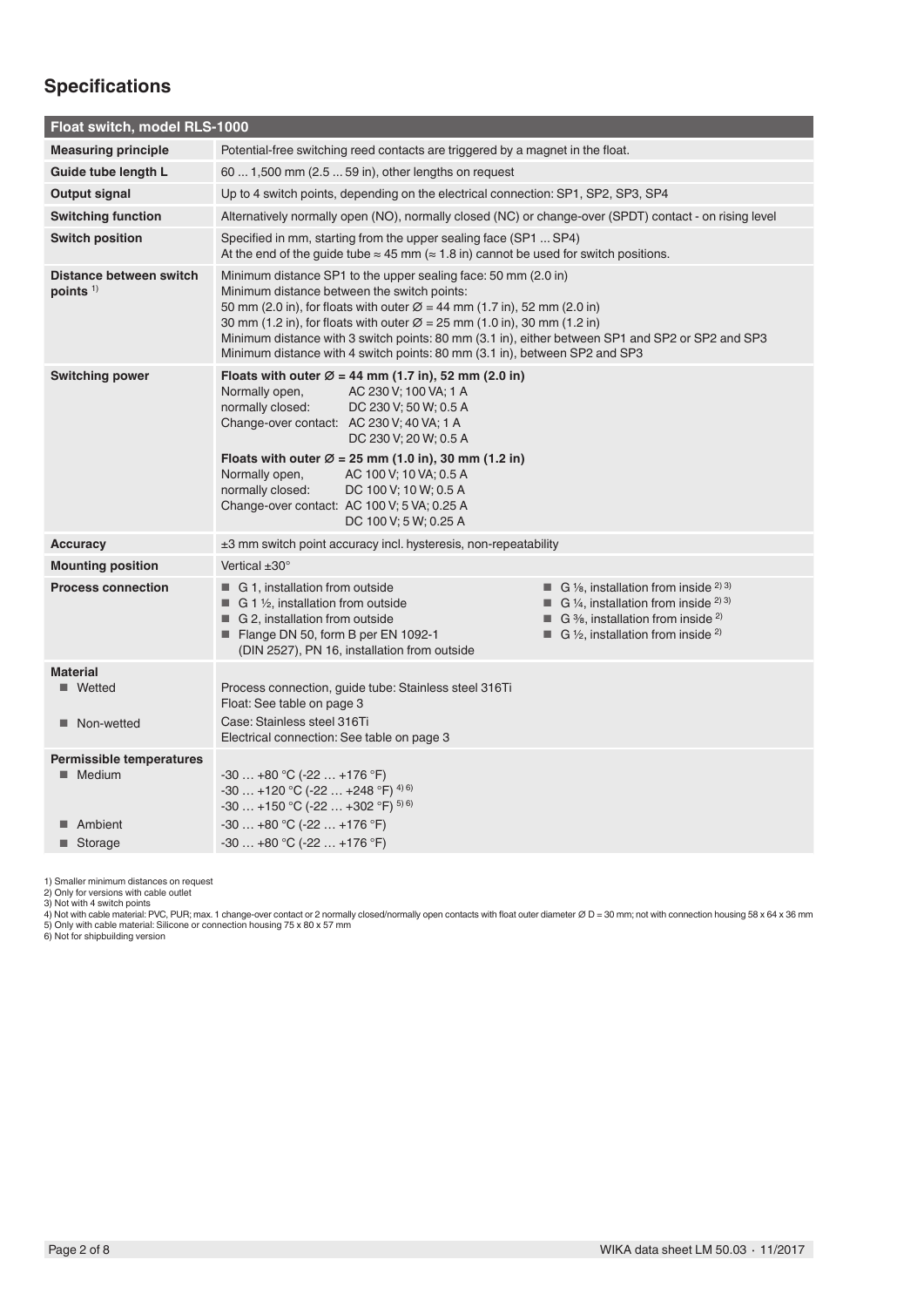## Specifications

| Float switch, model RLS-1000 | |
|---|---|
| **Measuring principle** | Potential-free switching reed contacts are triggered by a magnet in the float. |
| **Guide tube length L** | 60 ... 1,500 mm (2.5 ... 59 in), other lengths on request |
| **Output signal** | Up to 4 switch points, depending on the electrical connection: SP1, SP2, SP3, SP4 |
| **Switching function** | Alternatively normally open (NO), normally closed (NC) or change-over (SPDT) contact - on rising level |
| **Switch position** | Specified in mm, starting from the upper sealing face (SP1 ... SP4)<br>At the end of the guide tube ≈ 45 mm (≈ 1.8 in) cannot be used for switch positions. |
| **Distance between switch points** [1] | Minimum distance SP1 to the upper sealing face: 50 mm (2.0 in)<br>Minimum distance between the switch points:<br>50 mm (2.0 in), for floats with outer Ø = 44 mm (1.7 in), 52 mm (2.0 in)<br>30 mm (1.2 in), for floats with outer Ø = 25 mm (1.0 in), 30 mm (1.2 in)<br>Minimum distance with 3 switch points: 80 mm (3.1 in), either between SP1 and SP2 or SP2 and SP3<br>Minimum distance with 4 switch points: 80 mm (3.1 in), between SP2 and SP3 |
| **Switching power** | **Floats with outer Ø = 44 mm (1.7 in), 52 mm (2.0 in)**<br>Normally open, AC 230 V; 100 VA; 1 A<br>normally closed: DC 230 V; 50 W; 0.5 A<br>Change-over contact: AC 230 V; 40 VA; 1 A<br>DC 230 V; 20 W; 0.5 A<br>**Floats with outer Ø = 25 mm (1.0 in), 30 mm (1.2 in)**<br>Normally open, AC 100 V; 10 VA; 0.5 A<br>normally closed: DC 100 V; 10 W; 0.5 A<br>Change-over contact: AC 100 V; 5 VA; 0.25 A<br>DC 100 V; 5 W; 0.25 A |
| **Accuracy** | ±3 mm switch point accuracy incl. hysteresis, non-repeatability |
| **Mounting position** | Vertical ±30° |
| **Process connection** | ■ G 1, installation from outside<br>■ G 1 ½, installation from outside<br>■ G 2, installation from outside<br>■ Flange DN 50, form B per EN 1092-1 (DIN 2527), PN 16, installation from outside<br>■ G ⅛, installation from inside [2] [3]<br>■ G ¼, installation from inside [2] [3]<br>■ G ⅜, installation from inside [2]<br>■ G ½, installation from inside [2] |
| **Material** | |
| ■ Wetted | Process connection, guide tube: Stainless steel 316Ti<br>Float: See table on page 3 |
| ■ Non-wetted | Case: Stainless steel 316Ti<br>Electrical connection: See table on page 3 |
| **Permissible temperatures** | |
| ■ Medium | -30 … +80 °C (-22 … +176 °F)<br>-30 … +120 °C (-22 … +248 °F) [4] [6]<br>-30 … +150 °C (-22 … +302 °F) [5] [6] |
| ■ Ambient | -30 … +80 °C (-22 … +176 °F) |
| ■ Storage | -30 … +80 °C (-22 … +176 °F) |

1) Smaller minimum distances on request
2) Only for versions with cable outlet
3) Not with 4 switch points
4) Not with cable material: PVC, PUR; max. 1 change-over contact or 2 normally closed/normally open contacts with float outer diameter Ø D = 30 mm; not with connection housing 58 x 64 x 36 mm
5) Only with cable material: Silicone or connection housing 75 x 80 x 57 mm
6) Not for shipbuilding version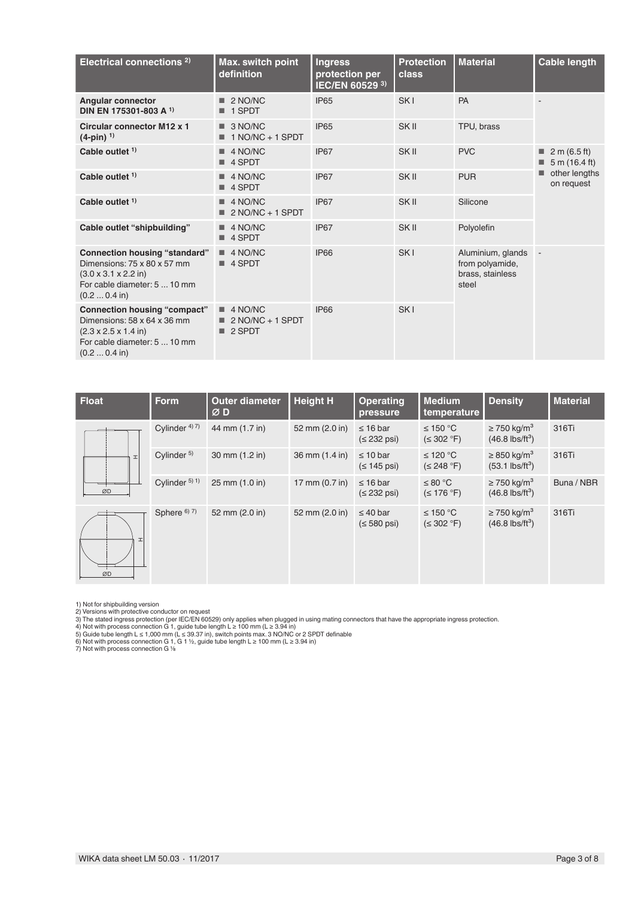| Electrical connections [2] | Max. switch point definition | Ingress protection per IEC/EN 60529 [3] | Protection class | Material | Cable length |
|---|---|---|---|---|---|
| **Angular connector DIN EN 175301-803 A** [1] | ■ 2 NO/NC<br>■ 1 SPDT | IP65 | SK I | PA | - |
| **Circular connector M12 x 1 (4-pin)** [1] | ■ 3 NO/NC<br>■ 1 NO/NC + 1 SPDT | IP65 | SK II | TPU, brass | |
| **Cable outlet** [1] | ■ 4 NO/NC<br>■ 4 SPDT | IP67 | SK II | PVC | ■ 2 m (6.5 ft)<br>■ 5 m (16.4 ft)<br>■ other lengths on request |
| **Cable outlet** [1] | ■ 4 NO/NC<br>■ 4 SPDT | IP67 | SK II | PUR | |
| **Cable outlet** [1] | ■ 4 NO/NC<br>■ 2 NO/NC + 1 SPDT | IP67 | SK II | Silicone | |
| **Cable outlet "shipbuilding"** | ■ 4 NO/NC<br>■ 4 SPDT | IP67 | SK II | Polyolefin | |
| **Connection housing "standard"**<br>Dimensions: 75 x 80 x 57 mm (3.0 x 3.1 x 2.2 in)<br>For cable diameter: 5 ... 10 mm (0.2 ... 0.4 in) | ■ 4 NO/NC<br>■ 4 SPDT | IP66 | SK I | Aluminium, glands from polyamide, brass, stainless steel | - |
| **Connection housing "compact"**<br>Dimensions: 58 x 64 x 36 mm (2.3 x 2.5 x 1.4 in)<br>For cable diameter: 5 ... 10 mm (0.2 ... 0.4 in) | ■ 4 NO/NC<br>■ 2 NO/NC + 1 SPDT<br>■ 2 SPDT | IP66 | SK I | | |

| Float | Form | Outer diameter Ø D | Height H | Operating pressure | Medium temperature | Density | Material |
|---|---|---|---|---|---|---|---|
| | Cylinder [4) 7)] | 44 mm (1.7 in) | 52 mm (2.0 in) | ≤ 16 bar (≤ 232 psi) | ≤ 150 °C (≤ 302 °F) | ≥ 750 kg/m³ (46.8 lbs/ft³) | 316Ti |
| | Cylinder [5)] | 30 mm (1.2 in) | 36 mm (1.4 in) | ≤ 10 bar (≤ 145 psi) | ≤ 120 °C (≤ 248 °F) | ≥ 850 kg/m³ (53.1 lbs/ft³) | 316Ti |
| | Cylinder [5) 1)] | 25 mm (1.0 in) | 17 mm (0.7 in) | ≤ 16 bar (≤ 232 psi) | ≤ 80 °C (≤ 176 °F) | ≥ 750 kg/m³ (46.8 lbs/ft³) | Buna / NBR |
| | Sphere [6) 7)] | 52 mm (2.0 in) | 52 mm (2.0 in) | ≤ 40 bar (≤ 580 psi) | ≤ 150 °C (≤ 302 °F) | ≥ 750 kg/m³ (46.8 lbs/ft³) | 316Ti |

1) Not for shipbuilding version
2) Versions with protective conductor on request
3) The stated ingress protection (per IEC/EN 60529) only applies when plugged in using mating connectors that have the appropriate ingress protection.
4) Not with process connection G 1, guide tube length L ≥ 100 mm (L ≥ 3.94 in)
5) Guide tube length L ≤ 1,000 mm (L ≤ 39.37 in), switch points max. 3 NO/NC or 2 SPDT definable
6) Not with process connection G 1, G 1 ½, guide tube length L ≥ 100 mm (L ≥ 3.94 in)
7) Not with process connection G ⅛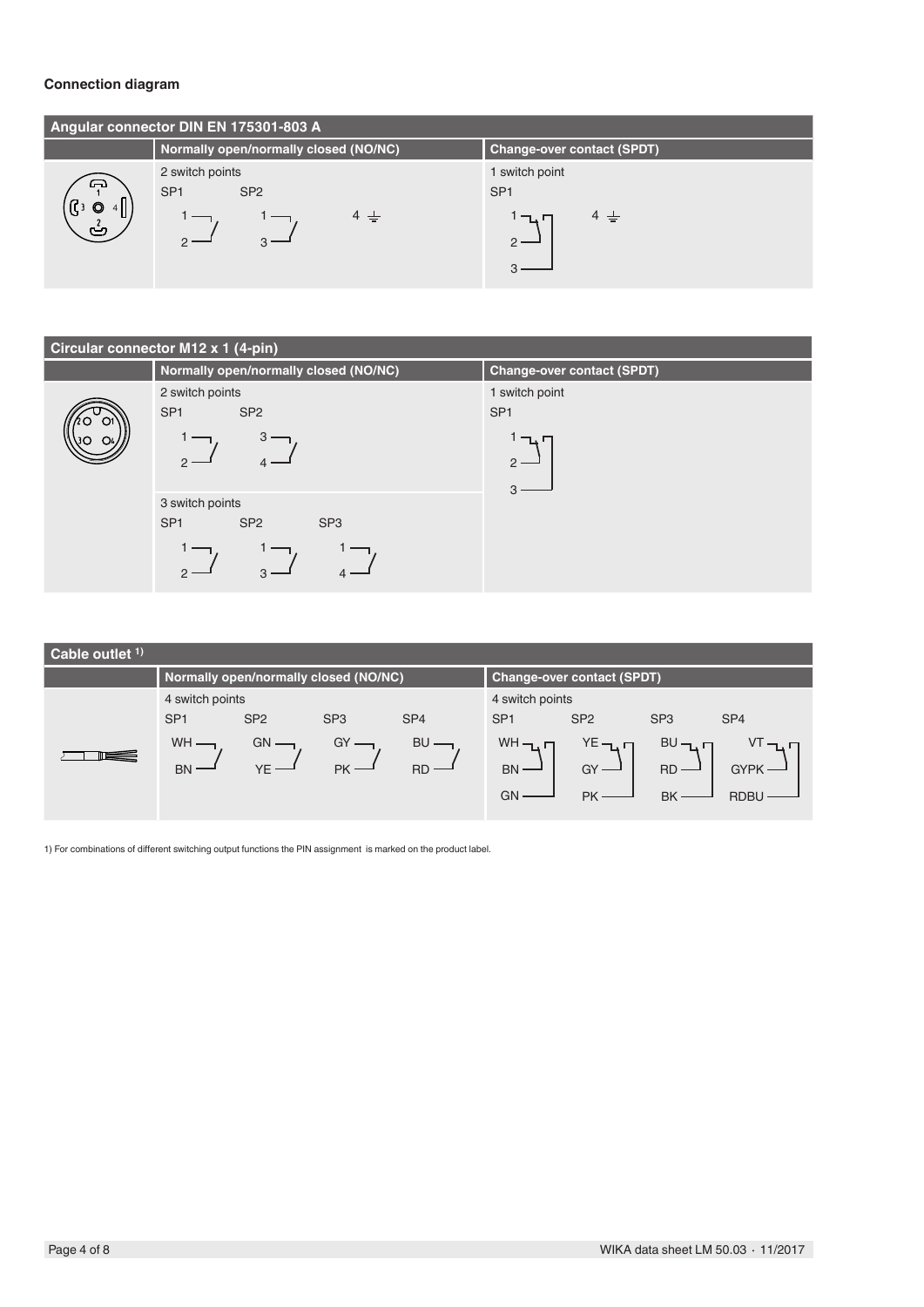**Connection diagram**

| Angular connector DIN EN 175301-803 A | | |
|---|---|---|
| | **Normally open/normally closed (NO/NC)** | **Change-over contact (SPDT)** |
| | 2 switch points<br>SP1: 1, 2<br>SP2: 1, 3<br>4 ⏚ | 1 switch point<br>SP1: 1, 2, 3<br>4 ⏚ |

| Circular connector M12 x 1 (4-pin) | | |
|---|---|---|
| | **Normally open/normally closed (NO/NC)** | **Change-over contact (SPDT)** |
| | 2 switch points<br>SP1: 1, 2<br>SP2: 3, 4 | 1 switch point<br>SP1: 1, 2, 3 |
| | 3 switch points<br>SP1: 1, 2<br>SP2: 1, 3<br>SP3: 1, 4 | |

| Cable outlet [1] | | |
|---|---|---|
| | **Normally open/normally closed (NO/NC)** | **Change-over contact (SPDT)** |
| | 4 switch points<br>SP1: WH, BN<br>SP2: GN, YE<br>SP3: GY, PK<br>SP4: BU, RD | 4 switch points<br>SP1: WH, BN, GN<br>SP2: YE, GY, PK<br>SP3: BU, RD, BK<br>SP4: VT, GYPK, RDBU |

1) For combinations of different switching output functions the PIN assignment is marked on the product label.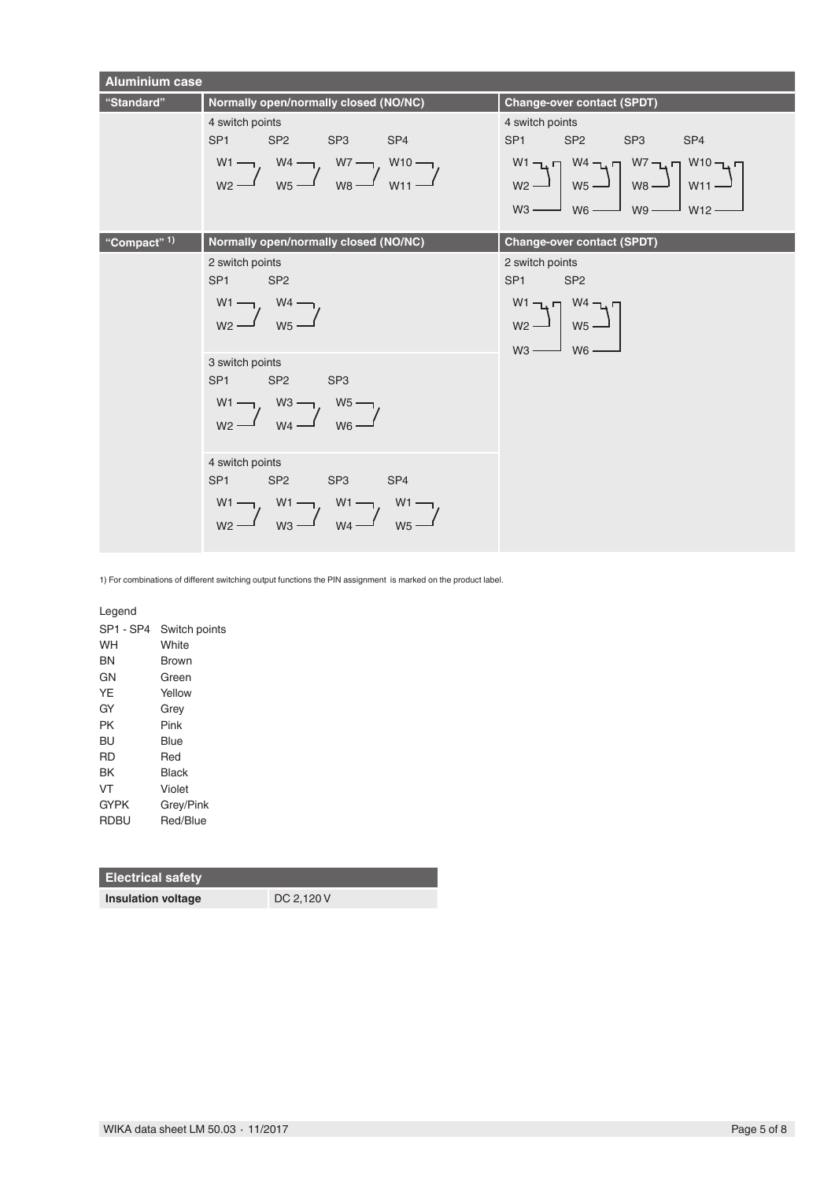## Aluminium case

| | Normally open/normally closed (NO/NC) | Change-over contact (SPDT) |
|---|---|---|
| **"Standard"** | 4 switch points<br>SP1: W1, W2<br>SP2: W4, W5<br>SP3: W7, W8<br>SP4: W10, W11 | 4 switch points<br>SP1: W1, W2, W3<br>SP2: W4, W5, W6<br>SP3: W7, W8, W9<br>SP4: W10, W11, W12 |
| **"Compact" 1)** | 2 switch points<br>SP1: W1, W2<br>SP2: W4, W5 | 2 switch points<br>SP1: W1, W2, W3<br>SP2: W4, W5, W6 |
| | 3 switch points<br>SP1: W1, W2<br>SP2: W3, W4<br>SP3: W5, W6 | |
| | 4 switch points<br>SP1: W1, W2<br>SP2: W1, W3<br>SP3: W1, W4<br>SP4: W1, W5 | |

1) For combinations of different switching output functions the PIN assignment is marked on the product label.

Legend

| | |
|---|---|
| SP1 - SP4 | Switch points |
| WH | White |
| BN | Brown |
| GN | Green |
| YE | Yellow |
| GY | Grey |
| PK | Pink |
| BU | Blue |
| RD | Red |
| BK | Black |
| VT | Violet |
| GYPK | Grey/Pink |
| RDBU | Red/Blue |

| Electrical safety | |
|---|---|
| **Insulation voltage** | DC 2,120 V |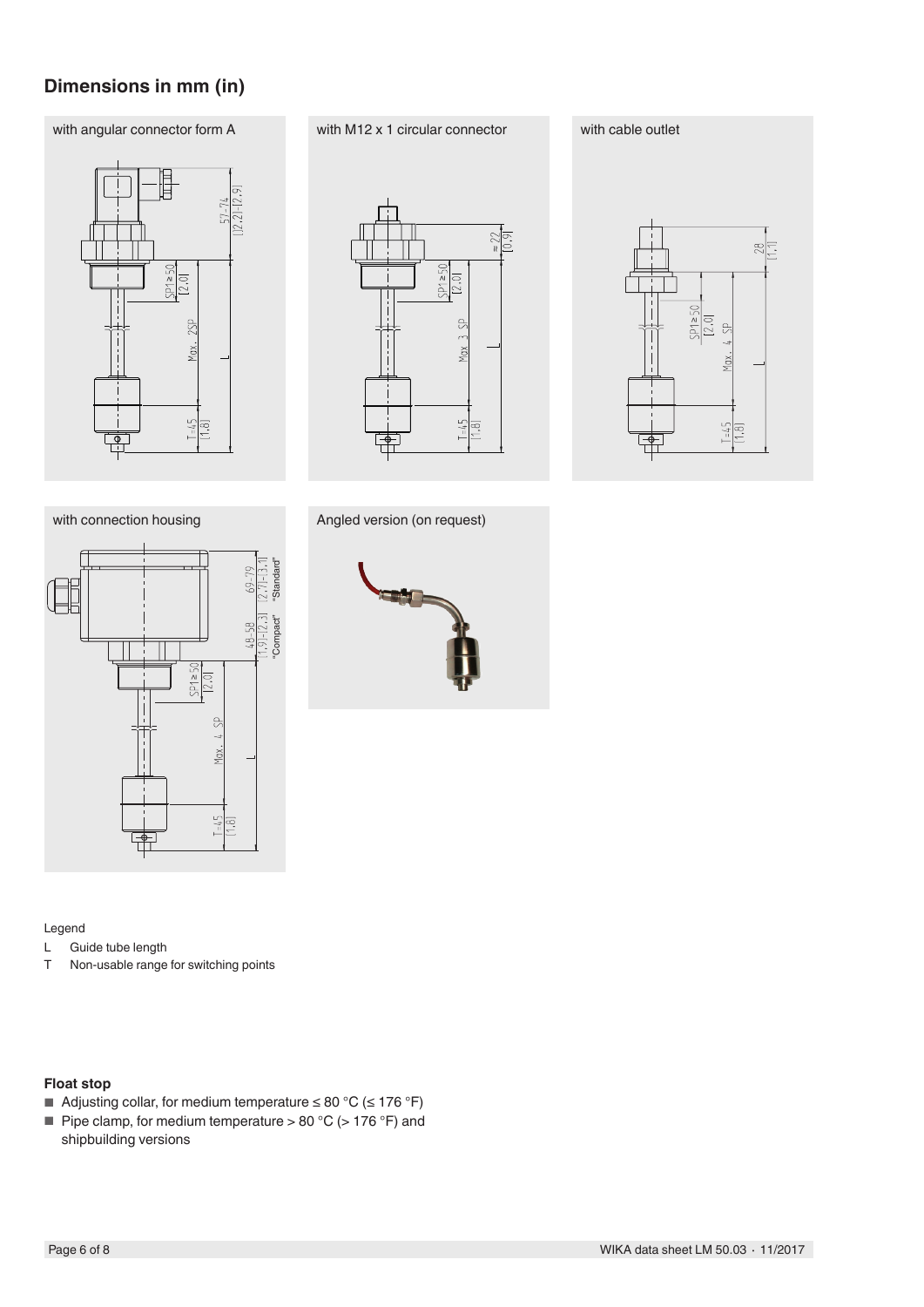## Dimensions in mm (in)

with angular connector form A

with M12 x 1 circular connector

with cable outlet

with connection housing

Angled version (on request)

Legend

L Guide tube length
T Non-usable range for switching points

**Float stop**

- Adjusting collar, for medium temperature ≤ 80 °C (≤ 176 °F)
- Pipe clamp, for medium temperature > 80 °C (> 176 °F) and shipbuilding versions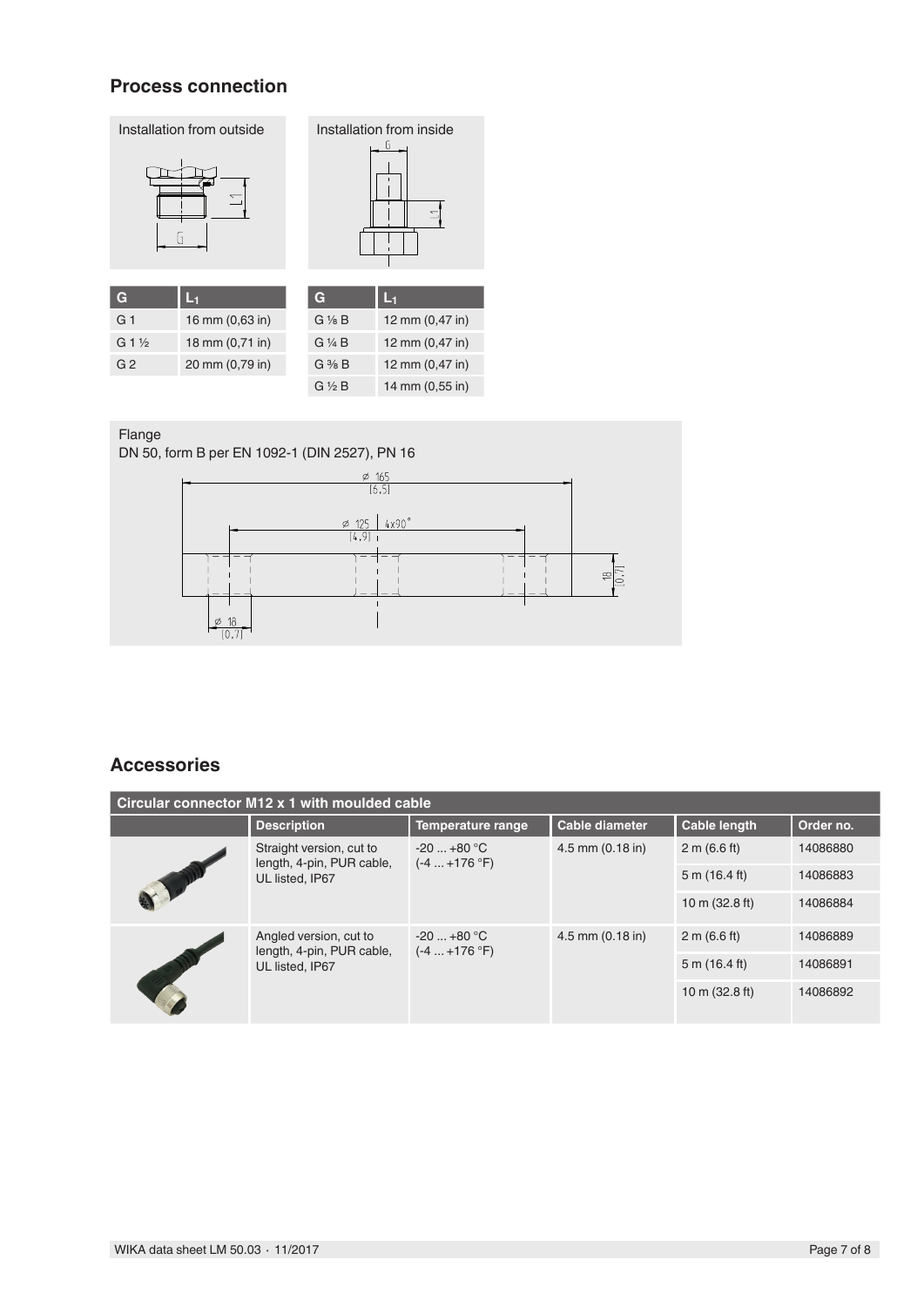## Process connection

Installation from outside

| G | $L_1$ |
|---|---|
| G 1 | 16 mm (0,63 in) |
| G 1 ½ | 18 mm (0,71 in) |
| G 2 | 20 mm (0,79 in) |

Installation from inside

| G | $L_1$ |
|---|---|
| G ⅛ B | 12 mm (0,47 in) |
| G ¼ B | 12 mm (0,47 in) |
| G ⅜ B | 12 mm (0,47 in) |
| G ½ B | 14 mm (0,55 in) |

Flange
DN 50, form B per EN 1092-1 (DIN 2527), PN 16

## Accessories

| Circular connector M12 x 1 with moulded cable | | | | | |
|---|---|---|---|---|---|
| | **Description** | **Temperature range** | **Cable diameter** | **Cable length** | **Order no.** |
| | Straight version, cut to length, 4-pin, PUR cable, UL listed, IP67 | -20 ... +80 °C (-4 ... +176 °F) | 4.5 mm (0.18 in) | 2 m (6.6 ft) | 14086880 |
| | | | | 5 m (16.4 ft) | 14086883 |
| | | | | 10 m (32.8 ft) | 14086884 |
| | Angled version, cut to length, 4-pin, PUR cable, UL listed, IP67 | -20 ... +80 °C (-4 ... +176 °F) | 4.5 mm (0.18 in) | 2 m (6.6 ft) | 14086889 |
| | | | | 5 m (16.4 ft) | 14086891 |
| | | | | 10 m (32.8 ft) | 14086892 |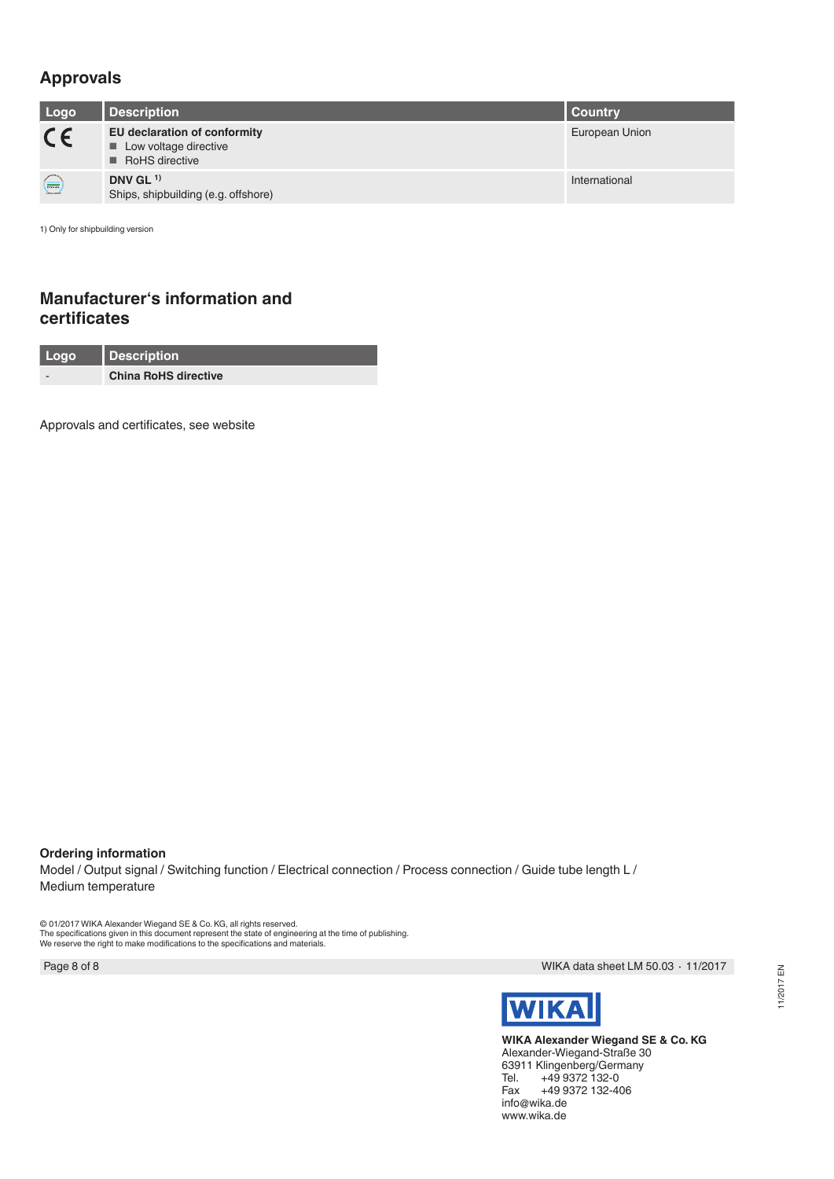## Approvals

| Logo | Description | Country |
|---|---|---|
| CE | **EU declaration of conformity**<br>■ Low voltage directive<br>■ RoHS directive | European Union |
| | **DNV GL** [1]<br>Ships, shipbuilding (e.g. offshore) | International |

1) Only for shipbuilding version

## Manufacturer‘s information and certificates

| Logo | Description |
|---|---|
| - | **China RoHS directive** |

Approvals and certificates, see website

**Ordering information**
Model / Output signal / Switching function / Electrical connection / Process connection / Guide tube length L / Medium temperature

© 01/2017 WIKA Alexander Wiegand SE & Co. KG, all rights reserved.
The specifications given in this document represent the state of engineering at the time of publishing.
We reserve the right to make modifications to the specifications and materials.

WIKA data sheet LM 50.03 · 11/2017

**WIKA Alexander Wiegand SE & Co. KG**
Alexander-Wiegand-Straße 30
63911 Klingenberg/Germany
Tel. +49 9372 132-0
Fax +49 9372 132-406
info@wika.de
www.wika.de